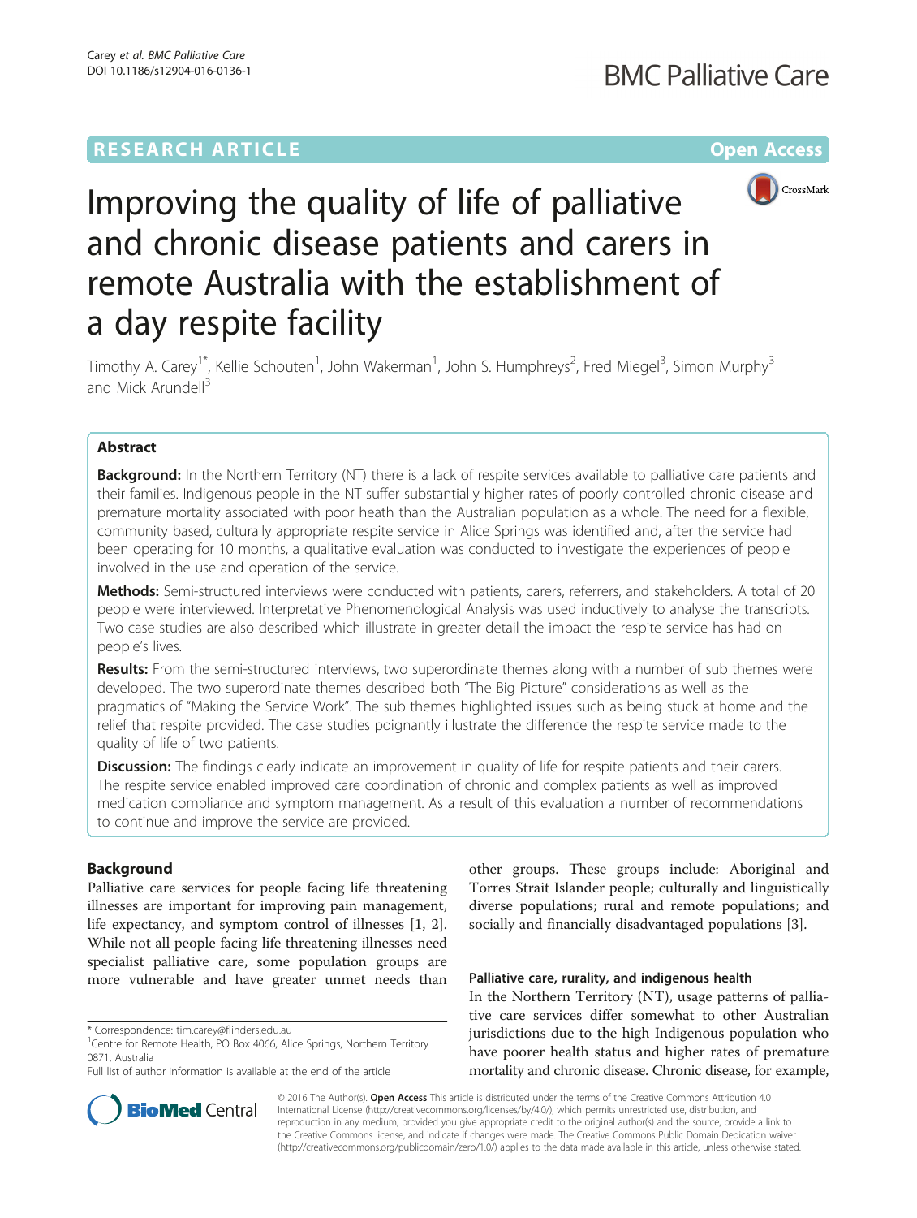# Improving the quality of life of palliative and chronic disease patients and carers in remote Australia with the establishment of a day respite facility

**RESEARCH ARTICLE** **Open Access**

Timothy A. Carey[1*], Kellie Schouten[1], John Wakerman[1], John S. Humphreys[2], Fred Miegel[3], Simon Murphy[3] and Mick Arundell[3]

## Abstract

**Background:** In the Northern Territory (NT) there is a lack of respite services available to palliative care patients and their families. Indigenous people in the NT suffer substantially higher rates of poorly controlled chronic disease and premature mortality associated with poor heath than the Australian population as a whole. The need for a flexible, community based, culturally appropriate respite service in Alice Springs was identified and, after the service had been operating for 10 months, a qualitative evaluation was conducted to investigate the experiences of people involved in the use and operation of the service.

**Methods:** Semi-structured interviews were conducted with patients, carers, referrers, and stakeholders. A total of 20 people were interviewed. Interpretative Phenomenological Analysis was used inductively to analyse the transcripts. Two case studies are also described which illustrate in greater detail the impact the respite service has had on people's lives.

**Results:** From the semi-structured interviews, two superordinate themes along with a number of sub themes were developed. The two superordinate themes described both "The Big Picture" considerations as well as the pragmatics of "Making the Service Work". The sub themes highlighted issues such as being stuck at home and the relief that respite provided. The case studies poignantly illustrate the difference the respite service made to the quality of life of two patients.

**Discussion:** The findings clearly indicate an improvement in quality of life for respite patients and their carers. The respite service enabled improved care coordination of chronic and complex patients as well as improved medication compliance and symptom management. As a result of this evaluation a number of recommendations to continue and improve the service are provided.

## Background

Palliative care services for people facing life threatening illnesses are important for improving pain management, life expectancy, and symptom control of illnesses [1, 2]. While not all people facing life threatening illnesses need specialist palliative care, some population groups are more vulnerable and have greater unmet needs than other groups. These groups include: Aboriginal and Torres Strait Islander people; culturally and linguistically diverse populations; rural and remote populations; and socially and financially disadvantaged populations [3].

### Palliative care, rurality, and indigenous health

In the Northern Territory (NT), usage patterns of palliative care services differ somewhat to other Australian jurisdictions due to the high Indigenous population who have poorer health status and higher rates of premature mortality and chronic disease. Chronic disease, for example,

\* Correspondence: tim.carey@flinders.edu.au
[1]Centre for Remote Health, PO Box 4066, Alice Springs, Northern Territory 0871, Australia
Full list of author information is available at the end of the article

© 2016 The Author(s). **Open Access** This article is distributed under the terms of the Creative Commons Attribution 4.0 International License (http://creativecommons.org/licenses/by/4.0/), which permits unrestricted use, distribution, and reproduction in any medium, provided you give appropriate credit to the original author(s) and the source, provide a link to the Creative Commons license, and indicate if changes were made. The Creative Commons Public Domain Dedication waiver (http://creativecommons.org/publicdomain/zero/1.0/) applies to the data made available in this article, unless otherwise stated.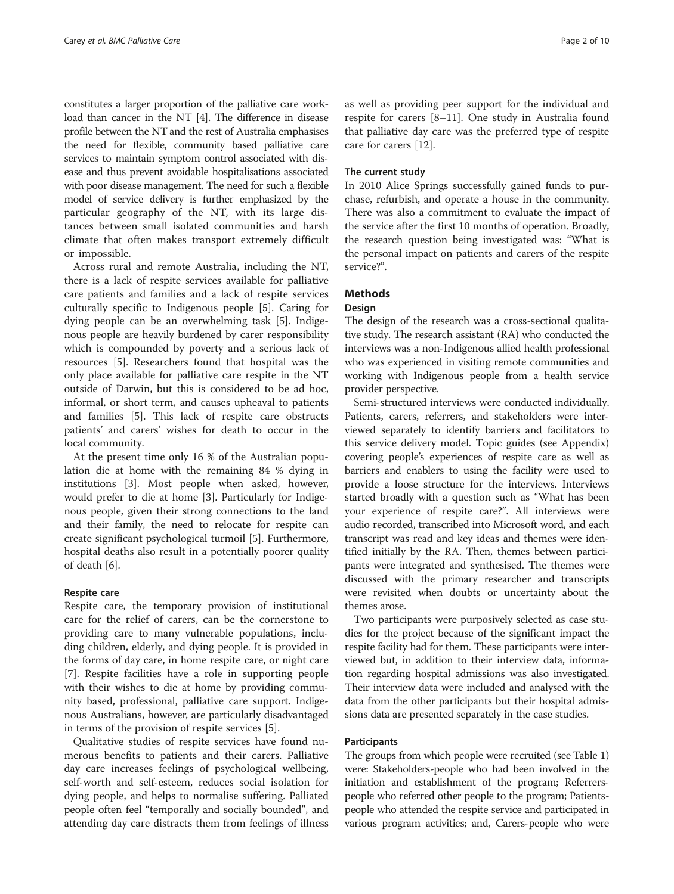constitutes a larger proportion of the palliative care workload than cancer in the NT [4]. The difference in disease profile between the NT and the rest of Australia emphasises the need for flexible, community based palliative care services to maintain symptom control associated with disease and thus prevent avoidable hospitalisations associated with poor disease management. The need for such a flexible model of service delivery is further emphasized by the particular geography of the NT, with its large distances between small isolated communities and harsh climate that often makes transport extremely difficult or impossible.

Across rural and remote Australia, including the NT, there is a lack of respite services available for palliative care patients and families and a lack of respite services culturally specific to Indigenous people [5]. Caring for dying people can be an overwhelming task [5]. Indigenous people are heavily burdened by carer responsibility which is compounded by poverty and a serious lack of resources [5]. Researchers found that hospital was the only place available for palliative care respite in the NT outside of Darwin, but this is considered to be ad hoc, informal, or short term, and causes upheaval to patients and families [5]. This lack of respite care obstructs patients' and carers' wishes for death to occur in the local community.

At the present time only 16 % of the Australian population die at home with the remaining 84 % dying in institutions [3]. Most people when asked, however, would prefer to die at home [3]. Particularly for Indigenous people, given their strong connections to the land and their family, the need to relocate for respite can create significant psychological turmoil [5]. Furthermore, hospital deaths also result in a potentially poorer quality of death [6].

### Respite care

Respite care, the temporary provision of institutional care for the relief of carers, can be the cornerstone to providing care to many vulnerable populations, including children, elderly, and dying people. It is provided in the forms of day care, in home respite care, or night care [7]. Respite facilities have a role in supporting people with their wishes to die at home by providing community based, professional, palliative care support. Indigenous Australians, however, are particularly disadvantaged in terms of the provision of respite services [5].

Qualitative studies of respite services have found numerous benefits to patients and their carers. Palliative day care increases feelings of psychological wellbeing, self-worth and self-esteem, reduces social isolation for dying people, and helps to normalise suffering. Palliated people often feel "temporally and socially bounded", and attending day care distracts them from feelings of illness as well as providing peer support for the individual and respite for carers [8–11]. One study in Australia found that palliative day care was the preferred type of respite care for carers [12].

### The current study

In 2010 Alice Springs successfully gained funds to purchase, refurbish, and operate a house in the community. There was also a commitment to evaluate the impact of the service after the first 10 months of operation. Broadly, the research question being investigated was: "What is the personal impact on patients and carers of the respite service?".

## Methods

### Design

The design of the research was a cross-sectional qualitative study. The research assistant (RA) who conducted the interviews was a non-Indigenous allied health professional who was experienced in visiting remote communities and working with Indigenous people from a health service provider perspective.

Semi-structured interviews were conducted individually. Patients, carers, referrers, and stakeholders were interviewed separately to identify barriers and facilitators to this service delivery model. Topic guides (see Appendix) covering people's experiences of respite care as well as barriers and enablers to using the facility were used to provide a loose structure for the interviews. Interviews started broadly with a question such as "What has been your experience of respite care?". All interviews were audio recorded, transcribed into Microsoft word, and each transcript was read and key ideas and themes were identified initially by the RA. Then, themes between participants were integrated and synthesised. The themes were discussed with the primary researcher and transcripts were revisited when doubts or uncertainty about the themes arose.

Two participants were purposively selected as case studies for the project because of the significant impact the respite facility had for them. These participants were interviewed but, in addition to their interview data, information regarding hospital admissions was also investigated. Their interview data were included and analysed with the data from the other participants but their hospital admissions data are presented separately in the case studies.

### Participants

The groups from which people were recruited (see Table 1) were: Stakeholders-people who had been involved in the initiation and establishment of the program; Referrers-people who referred other people to the program; Patients-people who attended the respite service and participated in various program activities; and, Carers-people who were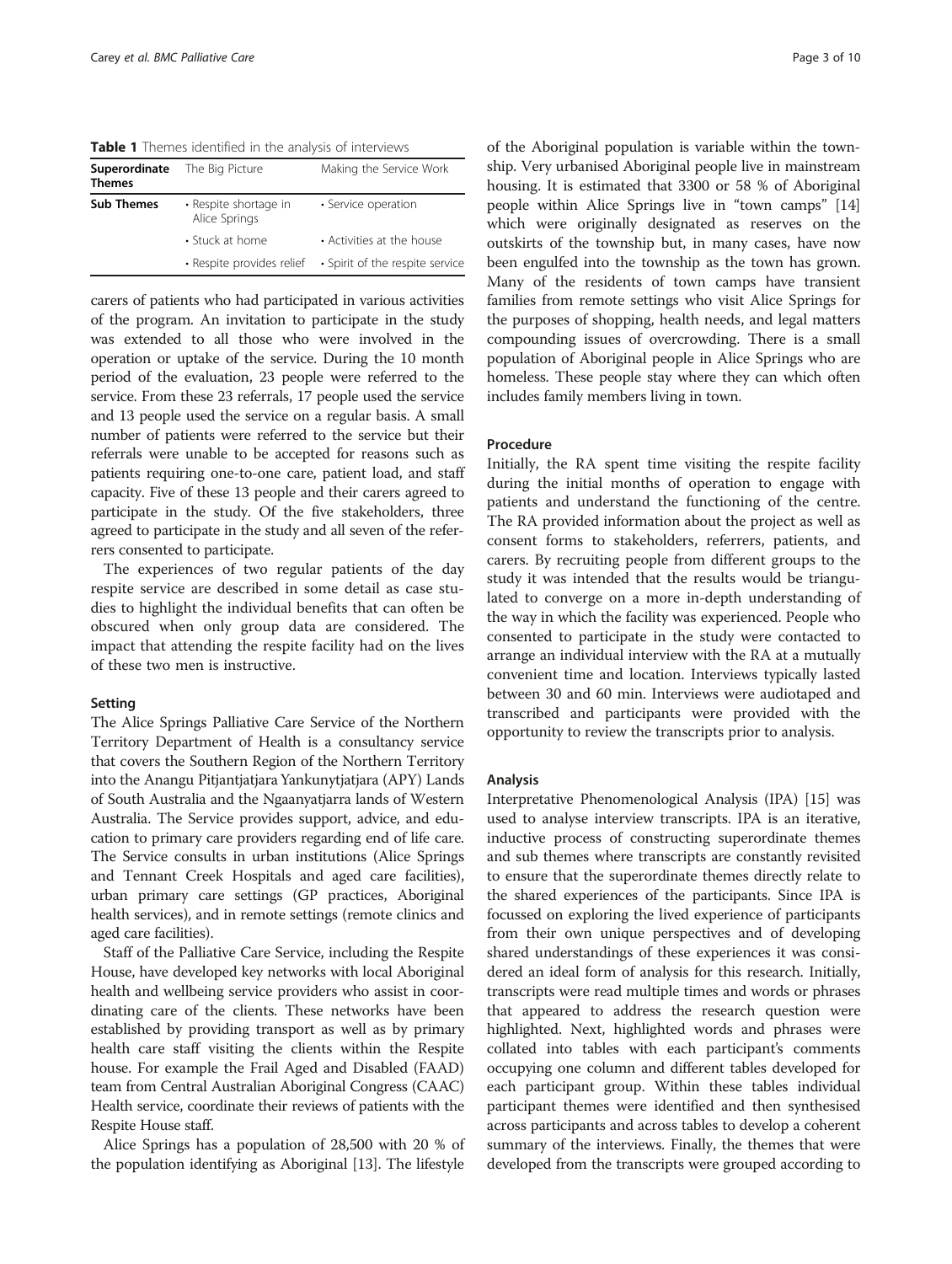**Table 1** Themes identified in the analysis of interviews

| Superordinate Themes | The Big Picture | Making the Service Work |
|---|---|---|
| **Sub Themes** | • Respite shortage in Alice Springs | • Service operation |
| | • Stuck at home | • Activities at the house |
| | • Respite provides relief | • Spirit of the respite service |

carers of patients who had participated in various activities of the program. An invitation to participate in the study was extended to all those who were involved in the operation or uptake of the service. During the 10 month period of the evaluation, 23 people were referred to the service. From these 23 referrals, 17 people used the service and 13 people used the service on a regular basis. A small number of patients were referred to the service but their referrals were unable to be accepted for reasons such as patients requiring one-to-one care, patient load, and staff capacity. Five of these 13 people and their carers agreed to participate in the study. Of the five stakeholders, three agreed to participate in the study and all seven of the referrers consented to participate.

The experiences of two regular patients of the day respite service are described in some detail as case studies to highlight the individual benefits that can often be obscured when only group data are considered. The impact that attending the respite facility had on the lives of these two men is instructive.

### Setting

The Alice Springs Palliative Care Service of the Northern Territory Department of Health is a consultancy service that covers the Southern Region of the Northern Territory into the Anangu Pitjantjatjara Yankunytjatjara (APY) Lands of South Australia and the Ngaanyatjarra lands of Western Australia. The Service provides support, advice, and education to primary care providers regarding end of life care. The Service consults in urban institutions (Alice Springs and Tennant Creek Hospitals and aged care facilities), urban primary care settings (GP practices, Aboriginal health services), and in remote settings (remote clinics and aged care facilities).

Staff of the Palliative Care Service, including the Respite House, have developed key networks with local Aboriginal health and wellbeing service providers who assist in coordinating care of the clients. These networks have been established by providing transport as well as by primary health care staff visiting the clients within the Respite house. For example the Frail Aged and Disabled (FAAD) team from Central Australian Aboriginal Congress (CAAC) Health service, coordinate their reviews of patients with the Respite House staff.

Alice Springs has a population of 28,500 with 20 % of the population identifying as Aboriginal [13]. The lifestyle of the Aboriginal population is variable within the township. Very urbanised Aboriginal people live in mainstream housing. It is estimated that 3300 or 58 % of Aboriginal people within Alice Springs live in "town camps" [14] which were originally designated as reserves on the outskirts of the township but, in many cases, have now been engulfed into the township as the town has grown. Many of the residents of town camps have transient families from remote settings who visit Alice Springs for the purposes of shopping, health needs, and legal matters compounding issues of overcrowding. There is a small population of Aboriginal people in Alice Springs who are homeless. These people stay where they can which often includes family members living in town.

### Procedure

Initially, the RA spent time visiting the respite facility during the initial months of operation to engage with patients and understand the functioning of the centre. The RA provided information about the project as well as consent forms to stakeholders, referrers, patients, and carers. By recruiting people from different groups to the study it was intended that the results would be triangulated to converge on a more in-depth understanding of the way in which the facility was experienced. People who consented to participate in the study were contacted to arrange an individual interview with the RA at a mutually convenient time and location. Interviews typically lasted between 30 and 60 min. Interviews were audiotaped and transcribed and participants were provided with the opportunity to review the transcripts prior to analysis.

### Analysis

Interpretative Phenomenological Analysis (IPA) [15] was used to analyse interview transcripts. IPA is an iterative, inductive process of constructing superordinate themes and sub themes where transcripts are constantly revisited to ensure that the superordinate themes directly relate to the shared experiences of the participants. Since IPA is focussed on exploring the lived experience of participants from their own unique perspectives and of developing shared understandings of these experiences it was considered an ideal form of analysis for this research. Initially, transcripts were read multiple times and words or phrases that appeared to address the research question were highlighted. Next, highlighted words and phrases were collated into tables with each participant's comments occupying one column and different tables developed for each participant group. Within these tables individual participant themes were identified and then synthesised across participants and across tables to develop a coherent summary of the interviews. Finally, the themes that were developed from the transcripts were grouped according to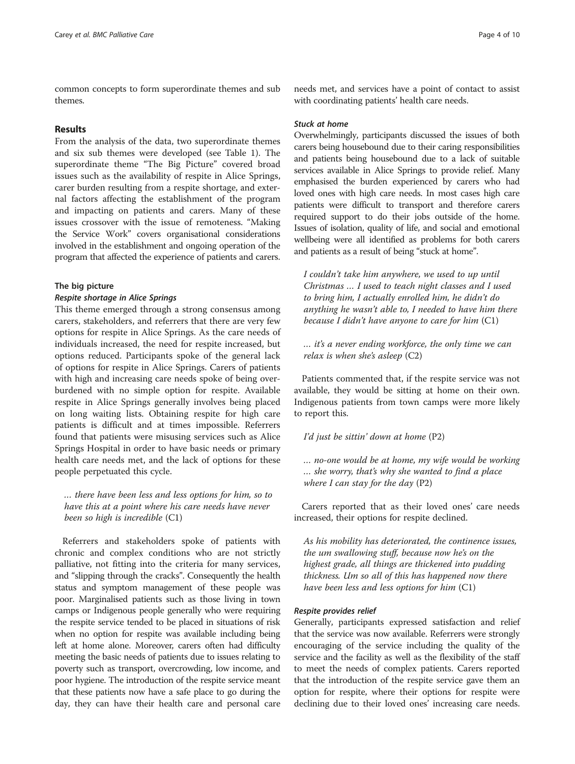common concepts to form superordinate themes and sub themes.

## Results

From the analysis of the data, two superordinate themes and six sub themes were developed (see Table 1). The superordinate theme "The Big Picture" covered broad issues such as the availability of respite in Alice Springs, carer burden resulting from a respite shortage, and external factors affecting the establishment of the program and impacting on patients and carers. Many of these issues crossover with the issue of remoteness. "Making the Service Work" covers organisational considerations involved in the establishment and ongoing operation of the program that affected the experience of patients and carers.

### The big picture

#### *Respite shortage in Alice Springs*

This theme emerged through a strong consensus among carers, stakeholders, and referrers that there are very few options for respite in Alice Springs. As the care needs of individuals increased, the need for respite increased, but options reduced. Participants spoke of the general lack of options for respite in Alice Springs. Carers of patients with high and increasing care needs spoke of being overburdened with no simple option for respite. Available respite in Alice Springs generally involves being placed on long waiting lists. Obtaining respite for high care patients is difficult and at times impossible. Referrers found that patients were misusing services such as Alice Springs Hospital in order to have basic needs or primary health care needs met, and the lack of options for these people perpetuated this cycle.

> *… there have been less and less options for him, so to have this at a point where his care needs have never been so high is incredible* (C1)

Referrers and stakeholders spoke of patients with chronic and complex conditions who are not strictly palliative, not fitting into the criteria for many services, and "slipping through the cracks". Consequently the health status and symptom management of these people was poor. Marginalised patients such as those living in town camps or Indigenous people generally who were requiring the respite service tended to be placed in situations of risk when no option for respite was available including being left at home alone. Moreover, carers often had difficulty meeting the basic needs of patients due to issues relating to poverty such as transport, overcrowding, low income, and poor hygiene. The introduction of the respite service meant that these patients now have a safe place to go during the day, they can have their health care and personal care needs met, and services have a point of contact to assist with coordinating patients' health care needs.

#### *Stuck at home*

Overwhelmingly, participants discussed the issues of both carers being housebound due to their caring responsibilities and patients being housebound due to a lack of suitable services available in Alice Springs to provide relief. Many emphasised the burden experienced by carers who had loved ones with high care needs. In most cases high care patients were difficult to transport and therefore carers required support to do their jobs outside of the home. Issues of isolation, quality of life, and social and emotional wellbeing were all identified as problems for both carers and patients as a result of being "stuck at home".

> *I couldn't take him anywhere, we used to up until Christmas … I used to teach night classes and I used to bring him, I actually enrolled him, he didn't do anything he wasn't able to, I needed to have him there because I didn't have anyone to care for him* (C1)

> *… it's a never ending workforce, the only time we can relax is when she's asleep* (C2)

Patients commented that, if the respite service was not available, they would be sitting at home on their own. Indigenous patients from town camps were more likely to report this.

> *I'd just be sittin' down at home* (P2)

> *… no-one would be at home, my wife would be working … she worry, that's why she wanted to find a place where I can stay for the day* (P2)

Carers reported that as their loved ones' care needs increased, their options for respite declined.

> *As his mobility has deteriorated, the continence issues, the um swallowing stuff, because now he's on the highest grade, all things are thickened into pudding thickness. Um so all of this has happened now there have been less and less options for him* (C1)

#### *Respite provides relief*

Generally, participants expressed satisfaction and relief that the service was now available. Referrers were strongly encouraging of the service including the quality of the service and the facility as well as the flexibility of the staff to meet the needs of complex patients. Carers reported that the introduction of the respite service gave them an option for respite, where their options for respite were declining due to their loved ones' increasing care needs.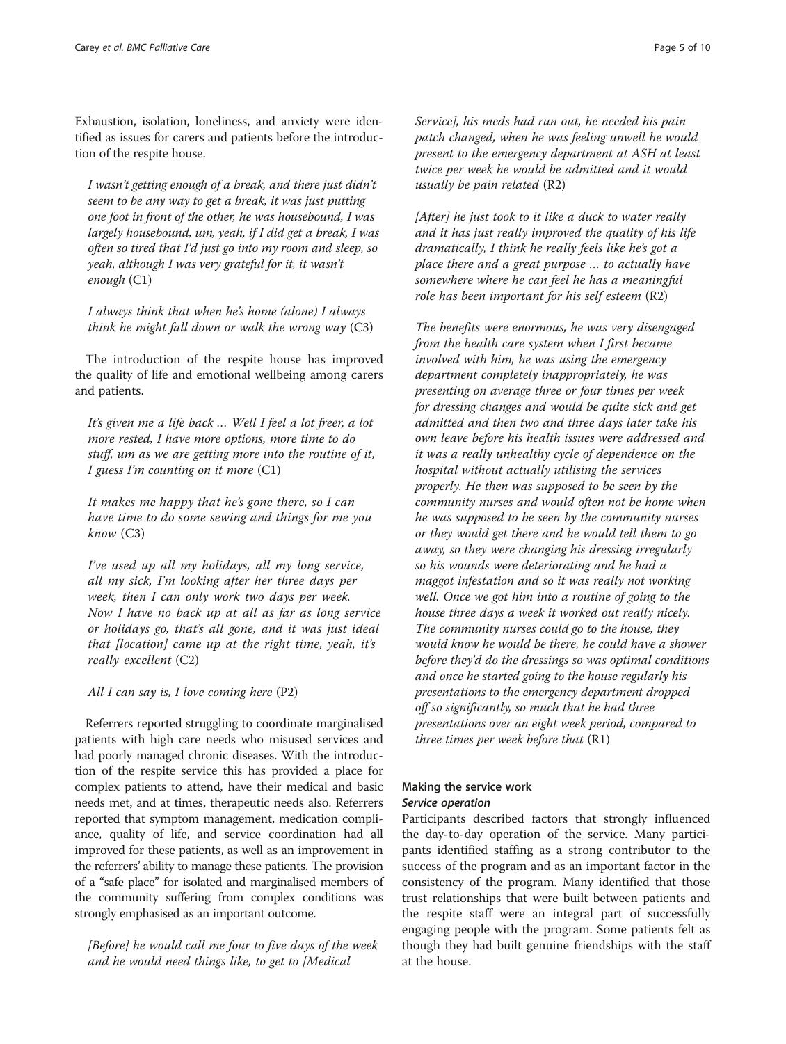Exhaustion, isolation, loneliness, and anxiety were identified as issues for carers and patients before the introduction of the respite house.

> *I wasn't getting enough of a break, and there just didn't seem to be any way to get a break, it was just putting one foot in front of the other, he was housebound, I was largely housebound, um, yeah, if I did get a break, I was often so tired that I'd just go into my room and sleep, so yeah, although I was very grateful for it, it wasn't enough* (C1)

> *I always think that when he's home (alone) I always think he might fall down or walk the wrong way* (C3)

The introduction of the respite house has improved the quality of life and emotional wellbeing among carers and patients.

> *It's given me a life back … Well I feel a lot freer, a lot more rested, I have more options, more time to do stuff, um as we are getting more into the routine of it, I guess I'm counting on it more* (C1)

> *It makes me happy that he's gone there, so I can have time to do some sewing and things for me you know* (C3)

> *I've used up all my holidays, all my long service, all my sick, I'm looking after her three days per week, then I can only work two days per week. Now I have no back up at all as far as long service or holidays go, that's all gone, and it was just ideal that [location] came up at the right time, yeah, it's really excellent* (C2)

> *All I can say is, I love coming here* (P2)

Referrers reported struggling to coordinate marginalised patients with high care needs who misused services and had poorly managed chronic diseases. With the introduction of the respite service this has provided a place for complex patients to attend, have their medical and basic needs met, and at times, therapeutic needs also. Referrers reported that symptom management, medication compliance, quality of life, and service coordination had all improved for these patients, as well as an improvement in the referrers' ability to manage these patients. The provision of a "safe place" for isolated and marginalised members of the community suffering from complex conditions was strongly emphasised as an important outcome.

> *[Before] he would call me four to five days of the week and he would need things like, to get to [Medical Service], his meds had run out, he needed his pain patch changed, when he was feeling unwell he would present to the emergency department at ASH at least twice per week he would be admitted and it would usually be pain related* (R2)

> *[After] he just took to it like a duck to water really and it has just really improved the quality of his life dramatically, I think he really feels like he's got a place there and a great purpose … to actually have somewhere where he can feel he has a meaningful role has been important for his self esteem* (R2)

> *The benefits were enormous, he was very disengaged from the health care system when I first became involved with him, he was using the emergency department completely inappropriately, he was presenting on average three or four times per week for dressing changes and would be quite sick and get admitted and then two and three days later take his own leave before his health issues were addressed and it was a really unhealthy cycle of dependence on the hospital without actually utilising the services properly. He then was supposed to be seen by the community nurses and would often not be home when he was supposed to be seen by the community nurses or they would get there and he would tell them to go away, so they were changing his dressing irregularly so his wounds were deteriorating and he had a maggot infestation and so it was really not working well. Once we got him into a routine of going to the house three days a week it worked out really nicely. The community nurses could go to the house, they would know he would be there, he could have a shower before they'd do the dressings so was optimal conditions and once he started going to the house regularly his presentations to the emergency department dropped off so significantly, so much that he had three presentations over an eight week period, compared to three times per week before that* (R1)

## Making the service work

### *Service operation*

Participants described factors that strongly influenced the day-to-day operation of the service. Many participants identified staffing as a strong contributor to the success of the program and as an important factor in the consistency of the program. Many identified that those trust relationships that were built between patients and the respite staff were an integral part of successfully engaging people with the program. Some patients felt as though they had built genuine friendships with the staff at the house.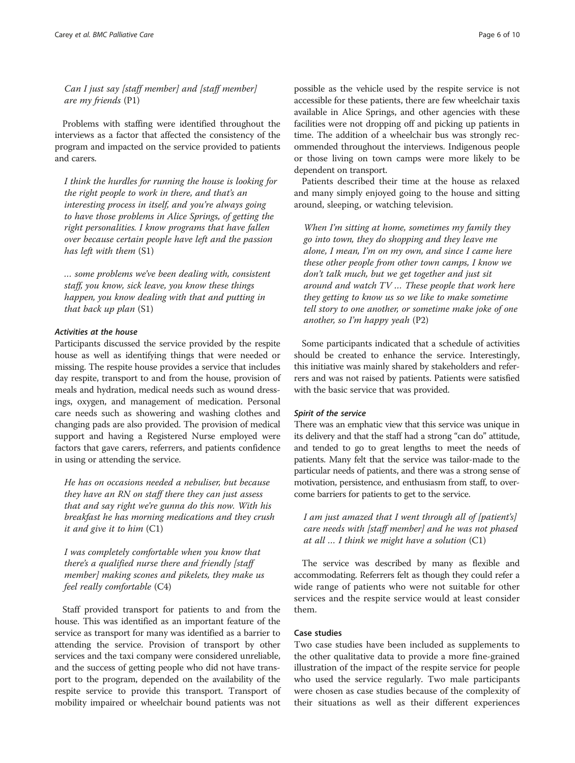*Can I just say [staff member] and [staff member] are my friends* (P1)

Problems with staffing were identified throughout the interviews as a factor that affected the consistency of the program and impacted on the service provided to patients and carers.

*I think the hurdles for running the house is looking for the right people to work in there, and that's an interesting process in itself, and you're always going to have those problems in Alice Springs, of getting the right personalities. I know programs that have fallen over because certain people have left and the passion has left with them* (S1)

*… some problems we've been dealing with, consistent staff, you know, sick leave, you know these things happen, you know dealing with that and putting in that back up plan* (S1)

#### Activities at the house

Participants discussed the service provided by the respite house as well as identifying things that were needed or missing. The respite house provides a service that includes day respite, transport to and from the house, provision of meals and hydration, medical needs such as wound dressings, oxygen, and management of medication. Personal care needs such as showering and washing clothes and changing pads are also provided. The provision of medical support and having a Registered Nurse employed were factors that gave carers, referrers, and patients confidence in using or attending the service.

*He has on occasions needed a nebuliser, but because they have an RN on staff there they can just assess that and say right we're gunna do this now. With his breakfast he has morning medications and they crush it and give it to him* (C1)

*I was completely comfortable when you know that there's a qualified nurse there and friendly [staff member] making scones and pikelets, they make us feel really comfortable* (C4)

Staff provided transport for patients to and from the house. This was identified as an important feature of the service as transport for many was identified as a barrier to attending the service. Provision of transport by other services and the taxi company were considered unreliable, and the success of getting people who did not have transport to the program, depended on the availability of the respite service to provide this transport. Transport of mobility impaired or wheelchair bound patients was not possible as the vehicle used by the respite service is not accessible for these patients, there are few wheelchair taxis available in Alice Springs, and other agencies with these facilities were not dropping off and picking up patients in time. The addition of a wheelchair bus was strongly recommended throughout the interviews. Indigenous people or those living on town camps were more likely to be dependent on transport.

Patients described their time at the house as relaxed and many simply enjoyed going to the house and sitting around, sleeping, or watching television.

*When I'm sitting at home, sometimes my family they go into town, they do shopping and they leave me alone, I mean, I'm on my own, and since I came here these other people from other town camps, I know we don't talk much, but we get together and just sit around and watch TV … These people that work here they getting to know us so we like to make sometime tell story to one another, or sometime make joke of one another, so I'm happy yeah* (P2)

Some participants indicated that a schedule of activities should be created to enhance the service. Interestingly, this initiative was mainly shared by stakeholders and referrers and was not raised by patients. Patients were satisfied with the basic service that was provided.

#### Spirit of the service

There was an emphatic view that this service was unique in its delivery and that the staff had a strong "can do" attitude, and tended to go to great lengths to meet the needs of patients. Many felt that the service was tailor-made to the particular needs of patients, and there was a strong sense of motivation, persistence, and enthusiasm from staff, to overcome barriers for patients to get to the service.

*I am just amazed that I went through all of [patient's] care needs with [staff member] and he was not phased at all … I think we might have a solution* (C1)

The service was described by many as flexible and accommodating. Referrers felt as though they could refer a wide range of patients who were not suitable for other services and the respite service would at least consider them.

### Case studies

Two case studies have been included as supplements to the other qualitative data to provide a more fine-grained illustration of the impact of the respite service for people who used the service regularly. Two male participants were chosen as case studies because of the complexity of their situations as well as their different experiences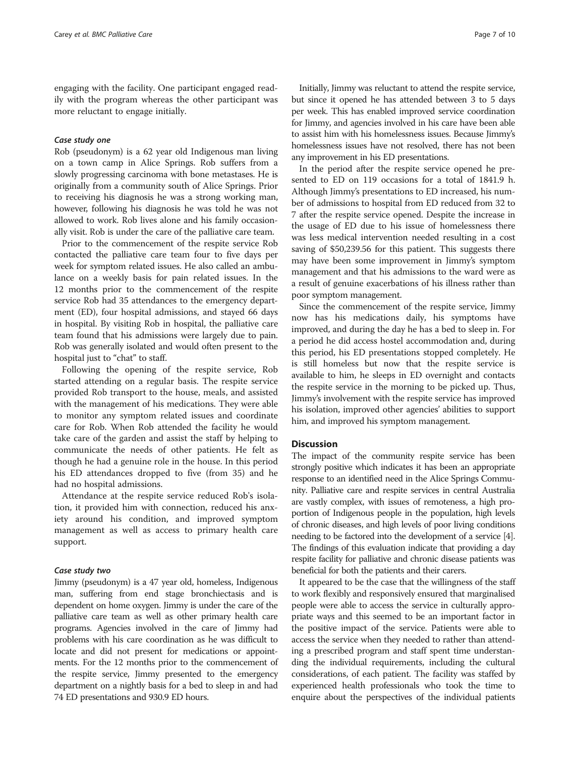engaging with the facility. One participant engaged readily with the program whereas the other participant was more reluctant to engage initially.

#### *Case study one*

Rob (pseudonym) is a 62 year old Indigenous man living on a town camp in Alice Springs. Rob suffers from a slowly progressing carcinoma with bone metastases. He is originally from a community south of Alice Springs. Prior to receiving his diagnosis he was a strong working man, however, following his diagnosis he was told he was not allowed to work. Rob lives alone and his family occasionally visit. Rob is under the care of the palliative care team.

Prior to the commencement of the respite service Rob contacted the palliative care team four to five days per week for symptom related issues. He also called an ambulance on a weekly basis for pain related issues. In the 12 months prior to the commencement of the respite service Rob had 35 attendances to the emergency department (ED), four hospital admissions, and stayed 66 days in hospital. By visiting Rob in hospital, the palliative care team found that his admissions were largely due to pain. Rob was generally isolated and would often present to the hospital just to "chat" to staff.

Following the opening of the respite service, Rob started attending on a regular basis. The respite service provided Rob transport to the house, meals, and assisted with the management of his medications. They were able to monitor any symptom related issues and coordinate care for Rob. When Rob attended the facility he would take care of the garden and assist the staff by helping to communicate the needs of other patients. He felt as though he had a genuine role in the house. In this period his ED attendances dropped to five (from 35) and he had no hospital admissions.

Attendance at the respite service reduced Rob's isolation, it provided him with connection, reduced his anxiety around his condition, and improved symptom management as well as access to primary health care support.

#### *Case study two*

Jimmy (pseudonym) is a 47 year old, homeless, Indigenous man, suffering from end stage bronchiectasis and is dependent on home oxygen. Jimmy is under the care of the palliative care team as well as other primary health care programs. Agencies involved in the care of Jimmy had problems with his care coordination as he was difficult to locate and did not present for medications or appointments. For the 12 months prior to the commencement of the respite service, Jimmy presented to the emergency department on a nightly basis for a bed to sleep in and had 74 ED presentations and 930.9 ED hours.

Initially, Jimmy was reluctant to attend the respite service, but since it opened he has attended between 3 to 5 days per week. This has enabled improved service coordination for Jimmy, and agencies involved in his care have been able to assist him with his homelessness issues. Because Jimmy's homelessness issues have not resolved, there has not been any improvement in his ED presentations.

In the period after the respite service opened he presented to ED on 119 occasions for a total of 1841.9 h. Although Jimmy's presentations to ED increased, his number of admissions to hospital from ED reduced from 32 to 7 after the respite service opened. Despite the increase in the usage of ED due to his issue of homelessness there was less medical intervention needed resulting in a cost saving of $50,239.56 for this patient. This suggests there may have been some improvement in Jimmy's symptom management and that his admissions to the ward were as a result of genuine exacerbations of his illness rather than poor symptom management.

Since the commencement of the respite service, Jimmy now has his medications daily, his symptoms have improved, and during the day he has a bed to sleep in. For a period he did access hostel accommodation and, during this period, his ED presentations stopped completely. He is still homeless but now that the respite service is available to him, he sleeps in ED overnight and contacts the respite service in the morning to be picked up. Thus, Jimmy's involvement with the respite service has improved his isolation, improved other agencies' abilities to support him, and improved his symptom management.

## Discussion

The impact of the community respite service has been strongly positive which indicates it has been an appropriate response to an identified need in the Alice Springs Community. Palliative care and respite services in central Australia are vastly complex, with issues of remoteness, a high proportion of Indigenous people in the population, high levels of chronic diseases, and high levels of poor living conditions needing to be factored into the development of a service [4]. The findings of this evaluation indicate that providing a day respite facility for palliative and chronic disease patients was beneficial for both the patients and their carers.

It appeared to be the case that the willingness of the staff to work flexibly and responsively ensured that marginalised people were able to access the service in culturally appropriate ways and this seemed to be an important factor in the positive impact of the service. Patients were able to access the service when they needed to rather than attending a prescribed program and staff spent time understanding the individual requirements, including the cultural considerations, of each patient. The facility was staffed by experienced health professionals who took the time to enquire about the perspectives of the individual patients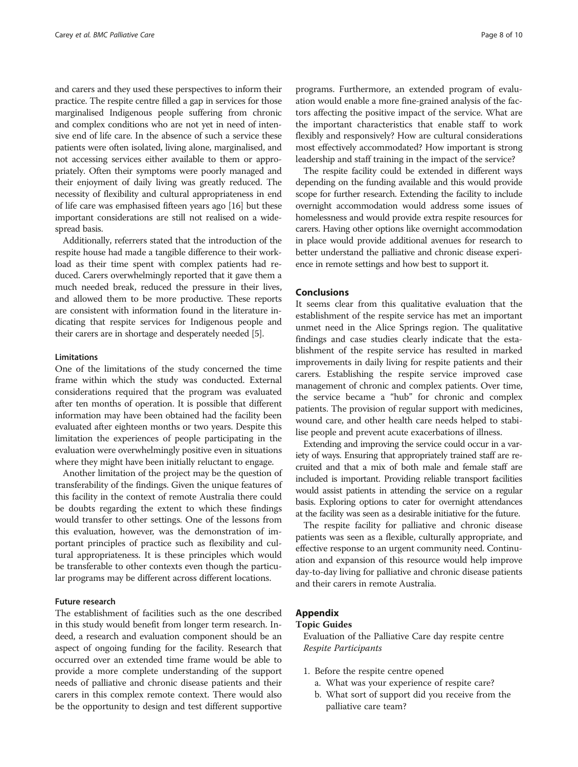and carers and they used these perspectives to inform their practice. The respite centre filled a gap in services for those marginalised Indigenous people suffering from chronic and complex conditions who are not yet in need of intensive end of life care. In the absence of such a service these patients were often isolated, living alone, marginalised, and not accessing services either available to them or appropriately. Often their symptoms were poorly managed and their enjoyment of daily living was greatly reduced. The necessity of flexibility and cultural appropriateness in end of life care was emphasised fifteen years ago [16] but these important considerations are still not realised on a widespread basis.

Additionally, referrers stated that the introduction of the respite house had made a tangible difference to their workload as their time spent with complex patients had reduced. Carers overwhelmingly reported that it gave them a much needed break, reduced the pressure in their lives, and allowed them to be more productive. These reports are consistent with information found in the literature indicating that respite services for Indigenous people and their carers are in shortage and desperately needed [5].

#### Limitations

One of the limitations of the study concerned the time frame within which the study was conducted. External considerations required that the program was evaluated after ten months of operation. It is possible that different information may have been obtained had the facility been evaluated after eighteen months or two years. Despite this limitation the experiences of people participating in the evaluation were overwhelmingly positive even in situations where they might have been initially reluctant to engage.

Another limitation of the project may be the question of transferability of the findings. Given the unique features of this facility in the context of remote Australia there could be doubts regarding the extent to which these findings would transfer to other settings. One of the lessons from this evaluation, however, was the demonstration of important principles of practice such as flexibility and cultural appropriateness. It is these principles which would be transferable to other contexts even though the particular programs may be different across different locations.

#### Future research

The establishment of facilities such as the one described in this study would benefit from longer term research. Indeed, a research and evaluation component should be an aspect of ongoing funding for the facility. Research that occurred over an extended time frame would be able to provide a more complete understanding of the support needs of palliative and chronic disease patients and their carers in this complex remote context. There would also be the opportunity to design and test different supportive programs. Furthermore, an extended program of evaluation would enable a more fine-grained analysis of the factors affecting the positive impact of the service. What are the important characteristics that enable staff to work flexibly and responsively? How are cultural considerations most effectively accommodated? How important is strong leadership and staff training in the impact of the service?

The respite facility could be extended in different ways depending on the funding available and this would provide scope for further research. Extending the facility to include overnight accommodation would address some issues of homelessness and would provide extra respite resources for carers. Having other options like overnight accommodation in place would provide additional avenues for research to better understand the palliative and chronic disease experience in remote settings and how best to support it.

## Conclusions

It seems clear from this qualitative evaluation that the establishment of the respite service has met an important unmet need in the Alice Springs region. The qualitative findings and case studies clearly indicate that the establishment of the respite service has resulted in marked improvements in daily living for respite patients and their carers. Establishing the respite service improved case management of chronic and complex patients. Over time, the service became a "hub" for chronic and complex patients. The provision of regular support with medicines, wound care, and other health care needs helped to stabilise people and prevent acute exacerbations of illness.

Extending and improving the service could occur in a variety of ways. Ensuring that appropriately trained staff are recruited and that a mix of both male and female staff are included is important. Providing reliable transport facilities would assist patients in attending the service on a regular basis. Exploring options to cater for overnight attendances at the facility was seen as a desirable initiative for the future.

The respite facility for palliative and chronic disease patients was seen as a flexible, culturally appropriate, and effective response to an urgent community need. Continuation and expansion of this resource would help improve day-to-day living for palliative and chronic disease patients and their carers in remote Australia.

## Appendix

### Topic Guides

Evaluation of the Palliative Care day respite centre
*Respite Participants*

1. Before the respite centre opened
   a. What was your experience of respite care?
   b. What sort of support did you receive from the palliative care team?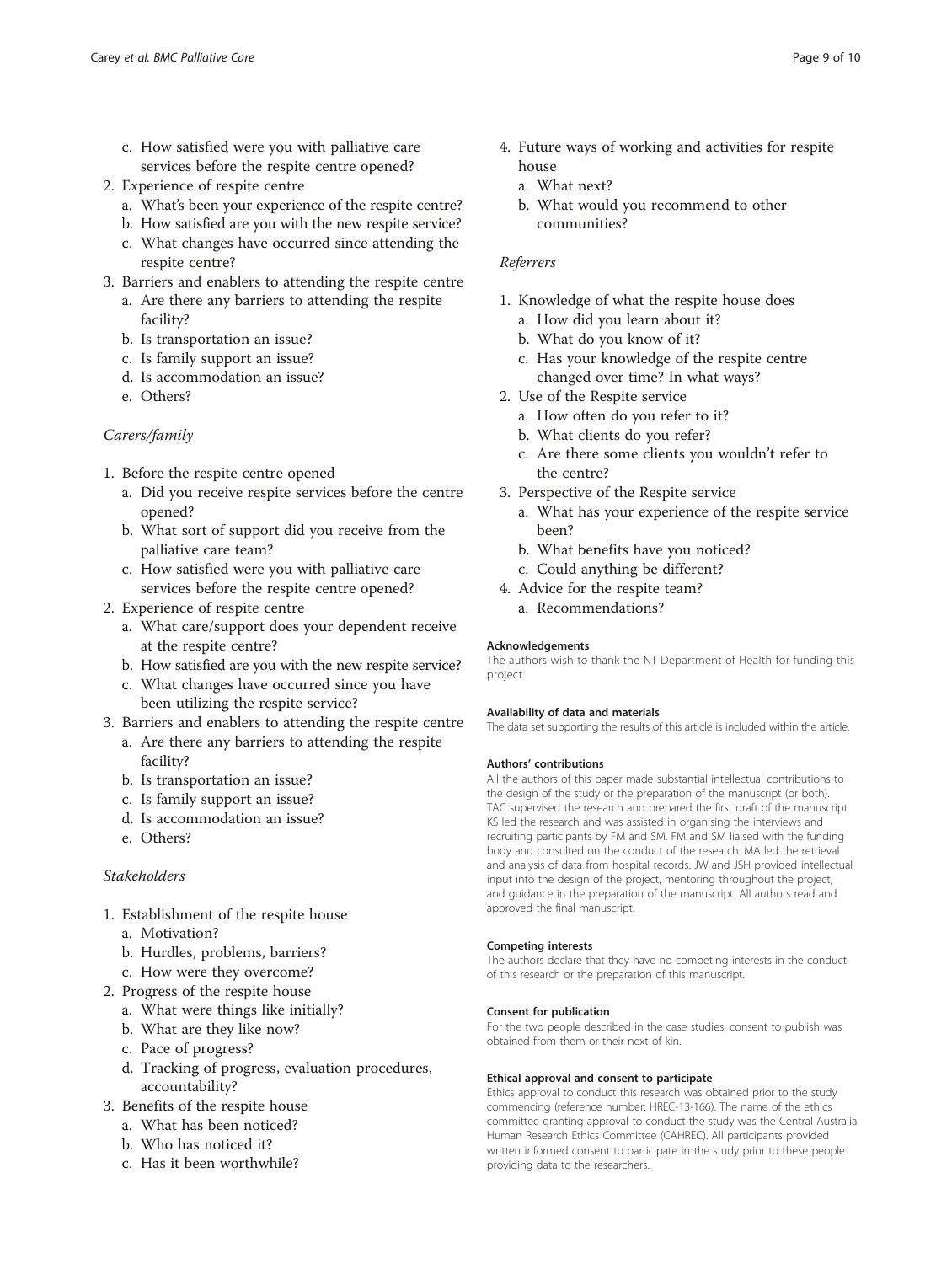c. How satisfied were you with palliative care services before the respite centre opened?
2. Experience of respite centre
   a. What's been your experience of the respite centre?
   b. How satisfied are you with the new respite service?
   c. What changes have occurred since attending the respite centre?
3. Barriers and enablers to attending the respite centre
   a. Are there any barriers to attending the respite facility?
   b. Is transportation an issue?
   c. Is family support an issue?
   d. Is accommodation an issue?
   e. Others?

*Carers/family*

1. Before the respite centre opened
   a. Did you receive respite services before the centre opened?
   b. What sort of support did you receive from the palliative care team?
   c. How satisfied were you with palliative care services before the respite centre opened?
2. Experience of respite centre
   a. What care/support does your dependent receive at the respite centre?
   b. How satisfied are you with the new respite service?
   c. What changes have occurred since you have been utilizing the respite service?
3. Barriers and enablers to attending the respite centre
   a. Are there any barriers to attending the respite facility?
   b. Is transportation an issue?
   c. Is family support an issue?
   d. Is accommodation an issue?
   e. Others?

*Stakeholders*

1. Establishment of the respite house
   a. Motivation?
   b. Hurdles, problems, barriers?
   c. How were they overcome?
2. Progress of the respite house
   a. What were things like initially?
   b. What are they like now?
   c. Pace of progress?
   d. Tracking of progress, evaluation procedures, accountability?
3. Benefits of the respite house
   a. What has been noticed?
   b. Who has noticed it?
   c. Has it been worthwhile?
4. Future ways of working and activities for respite house
   a. What next?
   b. What would you recommend to other communities?

*Referrers*

1. Knowledge of what the respite house does
   a. How did you learn about it?
   b. What do you know of it?
   c. Has your knowledge of the respite centre changed over time? In what ways?
2. Use of the Respite service
   a. How often do you refer to it?
   b. What clients do you refer?
   c. Are there some clients you wouldn't refer to the centre?
3. Perspective of the Respite service
   a. What has your experience of the respite service been?
   b. What benefits have you noticed?
   c. Could anything be different?
4. Advice for the respite team?
   a. Recommendations?

#### Acknowledgements
The authors wish to thank the NT Department of Health for funding this project.

#### Availability of data and materials
The data set supporting the results of this article is included within the article.

#### Authors' contributions
All the authors of this paper made substantial intellectual contributions to the design of the study or the preparation of the manuscript (or both). TAC supervised the research and prepared the first draft of the manuscript. KS led the research and was assisted in organising the interviews and recruiting participants by FM and SM. FM and SM liaised with the funding body and consulted on the conduct of the research. MA led the retrieval and analysis of data from hospital records. JW and JSH provided intellectual input into the design of the project, mentoring throughout the project, and guidance in the preparation of the manuscript. All authors read and approved the final manuscript.

#### Competing interests
The authors declare that they have no competing interests in the conduct of this research or the preparation of this manuscript.

#### Consent for publication
For the two people described in the case studies, consent to publish was obtained from them or their next of kin.

#### Ethical approval and consent to participate
Ethics approval to conduct this research was obtained prior to the study commencing (reference number: HREC-13-166). The name of the ethics committee granting approval to conduct the study was the Central Australia Human Research Ethics Committee (CAHREC). All participants provided written informed consent to participate in the study prior to these people providing data to the researchers.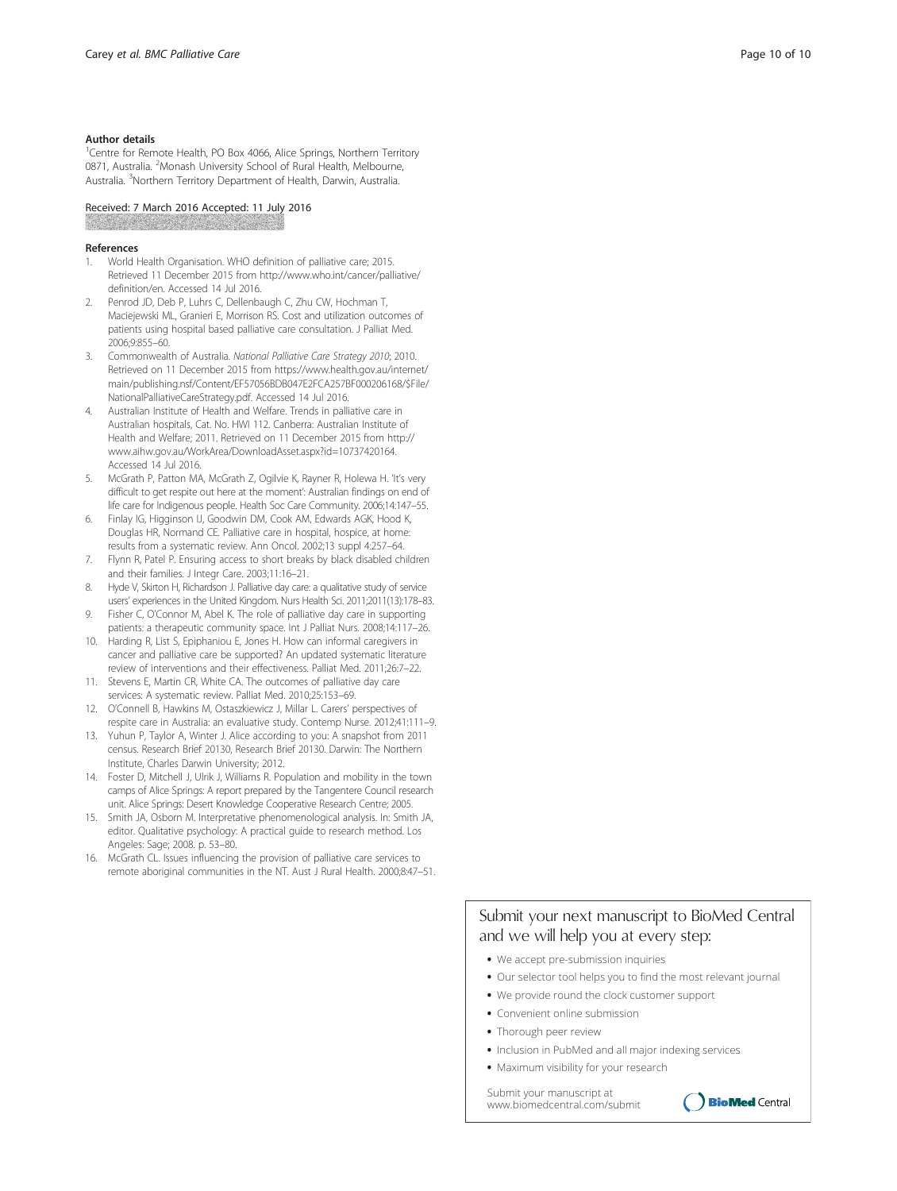#### Author details

[1]Centre for Remote Health, PO Box 4066, Alice Springs, Northern Territory 0871, Australia. [2]Monash University School of Rural Health, Melbourne, Australia. [3]Northern Territory Department of Health, Darwin, Australia.

Received: 7 March 2016 Accepted: 11 July 2016

#### References

1. World Health Organisation. WHO definition of palliative care; 2015. Retrieved 11 December 2015 from http://www.who.int/cancer/palliative/definition/en. Accessed 14 Jul 2016.
2. Penrod JD, Deb P, Luhrs C, Dellenbaugh C, Zhu CW, Hochman T, Maciejewski ML, Granieri E, Morrison RS. Cost and utilization outcomes of patients using hospital based palliative care consultation. J Palliat Med. 2006;9:855–60.
3. Commonwealth of Australia. *National Palliative Care Strategy 2010*; 2010. Retrieved on 11 December 2015 from https://www.health.gov.au/internet/main/publishing.nsf/Content/EF57056BDB047E2FCA257BF000206168/$File/NationalPalliativeCareStrategy.pdf. Accessed 14 Jul 2016.
4. Australian Institute of Health and Welfare. Trends in palliative care in Australian hospitals, Cat. No. HWI 112. Canberra: Australian Institute of Health and Welfare; 2011. Retrieved on 11 December 2015 from http://www.aihw.gov.au/WorkArea/DownloadAsset.aspx?id=10737420164. Accessed 14 Jul 2016.
5. McGrath P, Patton MA, McGrath Z, Ogilvie K, Rayner R, Holewa H. 'It's very difficult to get respite out here at the moment': Australian findings on end of life care for Indigenous people. Health Soc Care Community. 2006;14:147–55.
6. Finlay IG, Higginson IJ, Goodwin DM, Cook AM, Edwards AGK, Hood K, Douglas HR, Normand CE. Palliative care in hospital, hospice, at home: results from a systematic review. Ann Oncol. 2002;13 suppl 4:257–64.
7. Flynn R, Patel P. Ensuring access to short breaks by black disabled children and their families. J Integr Care. 2003;11:16–21.
8. Hyde V, Skirton H, Richardson J. Palliative day care: a qualitative study of service users' experiences in the United Kingdom. Nurs Health Sci. 2011;2011(13):178–83.
9. Fisher C, O'Connor M, Abel K. The role of palliative day care in supporting patients: a therapeutic community space. Int J Palliat Nurs. 2008;14:117–26.
10. Harding R, List S, Epiphaniou E, Jones H. How can informal caregivers in cancer and palliative care be supported? An updated systematic literature review of interventions and their effectiveness. Palliat Med. 2011;26:7–22.
11. Stevens E, Martin CR, White CA. The outcomes of palliative day care services: A systematic review. Palliat Med. 2010;25:153–69.
12. O'Connell B, Hawkins M, Ostaszkiewicz J, Millar L. Carers' perspectives of respite care in Australia: an evaluative study. Contemp Nurse. 2012;41:111–9.
13. Yuhun P, Taylor A, Winter J. Alice according to you: A snapshot from 2011 census. Research Brief 20130, Research Brief 20130. Darwin: The Northern Institute, Charles Darwin University; 2012.
14. Foster D, Mitchell J, Ulrik J, Williams R. Population and mobility in the town camps of Alice Springs: A report prepared by the Tangentere Council research unit. Alice Springs: Desert Knowledge Cooperative Research Centre; 2005.
15. Smith JA, Osborn M. Interpretative phenomenological analysis. In: Smith JA, editor. Qualitative psychology: A practical guide to research method. Los Angeles: Sage; 2008. p. 53–80.
16. McGrath CL. Issues influencing the provision of palliative care services to remote aboriginal communities in the NT. Aust J Rural Health. 2000;8:47–51.

Submit your next manuscript to BioMed Central and we will help you at every step:

- We accept pre-submission inquiries
- Our selector tool helps you to find the most relevant journal
- We provide round the clock customer support
- Convenient online submission
- Thorough peer review
- Inclusion in PubMed and all major indexing services
- Maximum visibility for your research

Submit your manuscript at www.biomedcentral.com/submit

BioMed Central